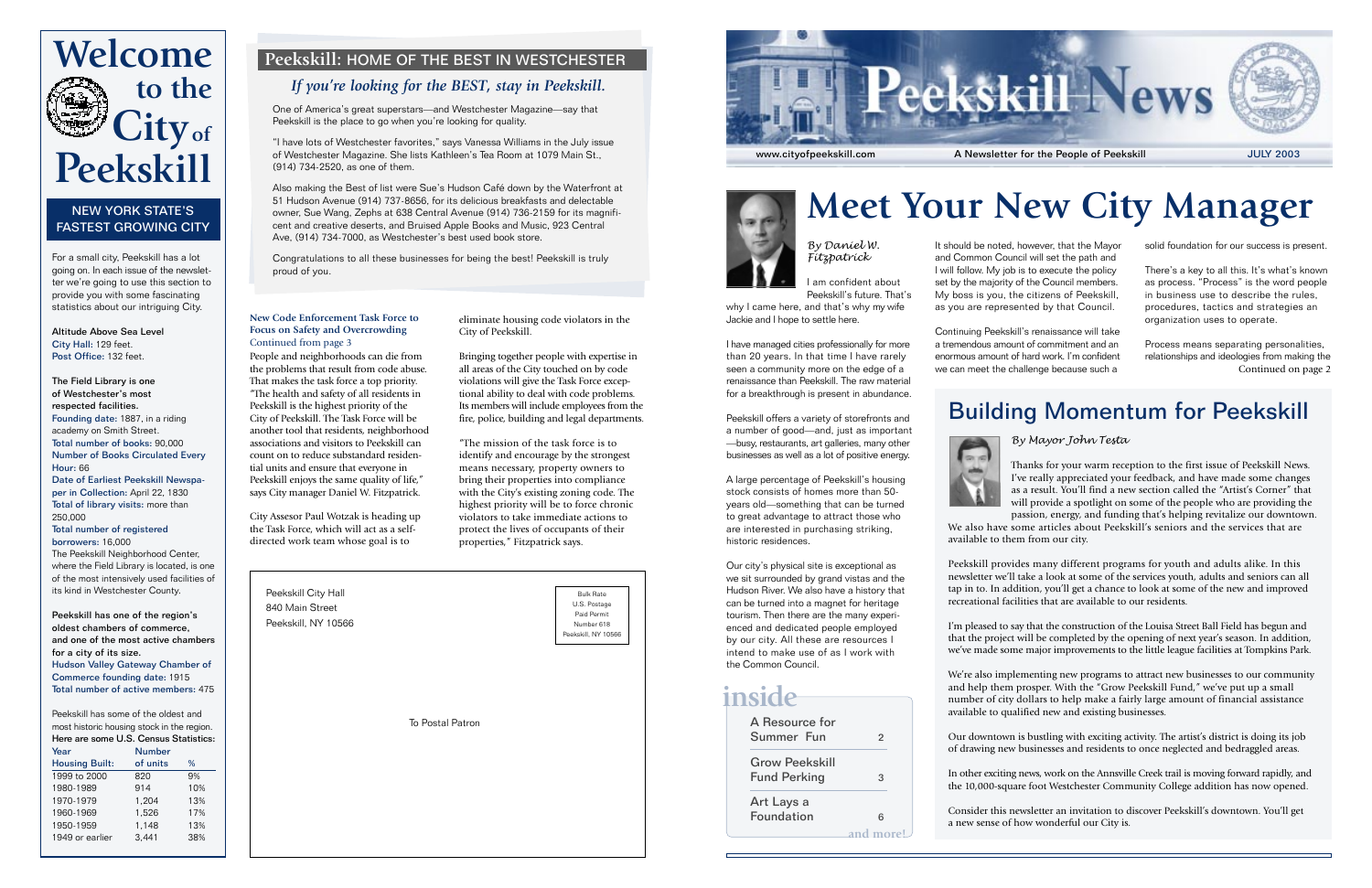# Welcome to the City of Peekskill

## NEW YORK STATE'S FASTEST GROWING CITY

For a small city, Peekskill has a lot going on. In each issue of the newsletter we're going to use this section to provide you with some fascinating statistics about our intriguing City.

**Altitude Above Sea Level**
City Hall: 129 feet.
Post Office: 132 feet.

**The Field Library is one of Westchester's most respected facilities.**
Founding date: 1887, in a riding academy on Smith Street.
Total number of books: 90,000
Number of Books Circulated Every Hour: 66
Date of Earliest Peekskill Newspaper in Collection: April 22, 1830
Total of library visits: more than 250,000
Total number of registered borrowers: 16,000
The Peekskill Neighborhood Center, where the Field Library is located, is one of the most intensively used facilities of its kind in Westchester County.

**Peekskill has one of the region's oldest chambers of commerce, and one of the most active chambers for a city of its size.**
Hudson Valley Gateway Chamber of Commerce founding date: 1915
Total number of active members: 475

Peekskill has some of the oldest and most historic housing stock in the region. **Here are some U.S. Census Statistics:**

| Year Housing Built: | Number of units | % |
|---|---|---|
| 1999 to 2000 | 820 | 9% |
| 1980-1989 | 914 | 10% |
| 1970-1979 | 1,204 | 13% |
| 1960-1969 | 1,526 | 17% |
| 1950-1959 | 1,148 | 13% |
| 1949 or earlier | 3,441 | 38% |

## Peekskill: HOME OF THE BEST IN WESTCHESTER

### *If you're looking for the BEST, stay in Peekskill.*

One of America's great superstars—and Westchester Magazine—say that Peekskill is the place to go when you're looking for quality.

"I have lots of Westchester favorites," says Vanessa Williams in the July issue of Westchester Magazine. She lists Kathleen's Tea Room at 1079 Main St., (914) 734-2520, as one of them.

Also making the Best of list were Sue's Hudson Café down by the Waterfront at 51 Hudson Avenue (914) 737-8656, for its delicious breakfasts and delectable owner, Sue Wang, Zephs at 638 Central Avenue (914) 736-2159 for its magnificent and creative deserts, and Bruised Apple Books and Music, 923 Central Ave, (914) 734-7000, as Westchester's best used book store.

Congratulations to all these businesses for being the best! Peekskill is truly proud of you.

**New Code Enforcement Task Force to Focus on Safety and Overcrowding**
Continued from page 3

People and neighborhoods can die from the problems that result from code abuse. That makes the task force a top priority. "The health and safety of all residents in Peekskill is the highest priority of the City of Peekskill. The Task Force will be another tool that residents, neighborhood associations and visitors to Peekskill can count on to reduce substandard residential units and ensure that everyone in Peekskill enjoys the same quality of life," says City manager Daniel W. Fitzpatrick.

City Assesor Paul Wotzak is heading up the Task Force, which will act as a self-directed work team whose goal is to eliminate housing code violators in the City of Peekskill.

Bringing together people with expertise in all areas of the City touched on by code violations will give the Task Force exceptional ability to deal with code problems. Its members will include employees from the fire, police, building and legal departments.

"The mission of the task force is to identify and encourage by the strongest means necessary, property owners to bring their properties into compliance with the City's existing zoning code. The highest priority will be to force chronic violators to take immediate actions to protect the lives of occupants of their properties," Fitzpatrick says.

Peekskill City Hall
840 Main Street
Peekskill, NY 10566

Bulk Rate
U.S. Postage
Paid Permit
Number 618
Peekskill, NY 10566

To Postal Patron

# Peekskill News

www.cityofpeekskill.com — A Newsletter for the People of Peekskill — JULY 2003

# Meet Your New City Manager

*By Daniel W. Fitzpatrick*

I am confident about Peekskill's future. That's why I came here, and that's why my wife Jackie and I hope to settle here.

I have managed cities professionally for more than 20 years. In that time I have rarely seen a community more on the edge of a renaissance than Peekskill. The raw material for a breakthrough is present in abundance.

Peekskill offers a variety of storefronts and a number of good—and, just as important—busy, restaurants, art galleries, many other businesses as well as a lot of positive energy.

A large percentage of Peekskill's housing stock consists of homes more than 50-years old—something that can be turned to great advantage to attract those who are interested in purchasing striking, historic residences.

Our city's physical site is exceptional as we sit surrounded by grand vistas and the Hudson River. We also have a history that can be turned into a magnet for heritage tourism. Then there are the many experienced and dedicated people employed by our city. All these are resources I intend to make use of as I work with the Common Council.

It should be noted, however, that the Mayor and Common Council will set the path and I will follow. My job is to execute the policy set by the majority of the Council members. My boss is you, the citizens of Peekskill, as you are represented by that Council.

Continuing Peekskill's renaissance will take a tremendous amount of commitment and an enormous amount of hard work. I'm confident we can meet the challenge because such a solid foundation for our success is present.

There's a key to all this. It's what's known as process. "Process" is the word people in business use to describe the rules, procedures, tactics and strategies an organization uses to operate.

Process means separating personalities, relationships and ideologies from making the
Continued on page 2

## inside

| | |
|---|---|
| A Resource for Summer Fun | 2 |
| Grow Peekskill Fund Perking | 3 |
| Art Lays a Foundation | 6 |

and more!

## Building Momentum for Peekskill

*By Mayor John Testa*

Thanks for your warm reception to the first issue of Peekskill News. I've really appreciated your feedback, and have made some changes as a result. You'll find a new section called the "Artist's Corner" that will provide a spotlight on some of the people who are providing the passion, energy, and funding that's helping revitalize our downtown. We also have some articles about Peekskill's seniors and the services that are available to them from our city.

Peekskill provides many different programs for youth and adults alike. In this newsletter we'll take a look at some of the services youth, adults and seniors can all tap in to. In addition, you'll get a chance to look at some of the new and improved recreational facilities that are available to our residents.

I'm pleased to say that the construction of the Louisa Street Ball Field has begun and that the project will be completed by the opening of next year's season. In addition, we've made some major improvements to the little league facilities at Tompkins Park.

We're also implementing new programs to attract new businesses to our community and help them prosper. With the "Grow Peekskill Fund," we've put up a small number of city dollars to help make a fairly large amount of financial assistance available to qualified new and existing businesses.

Our downtown is bustling with exciting activity. The artist's district is doing its job of drawing new businesses and residents to once neglected and bedraggled areas.

In other exciting news, work on the Annsville Creek trail is moving forward rapidly, and the 10,000-square foot Westchester Community College addition has now opened.

Consider this newsletter an invitation to discover Peekskill's downtown. You'll get a new sense of how wonderful our City is.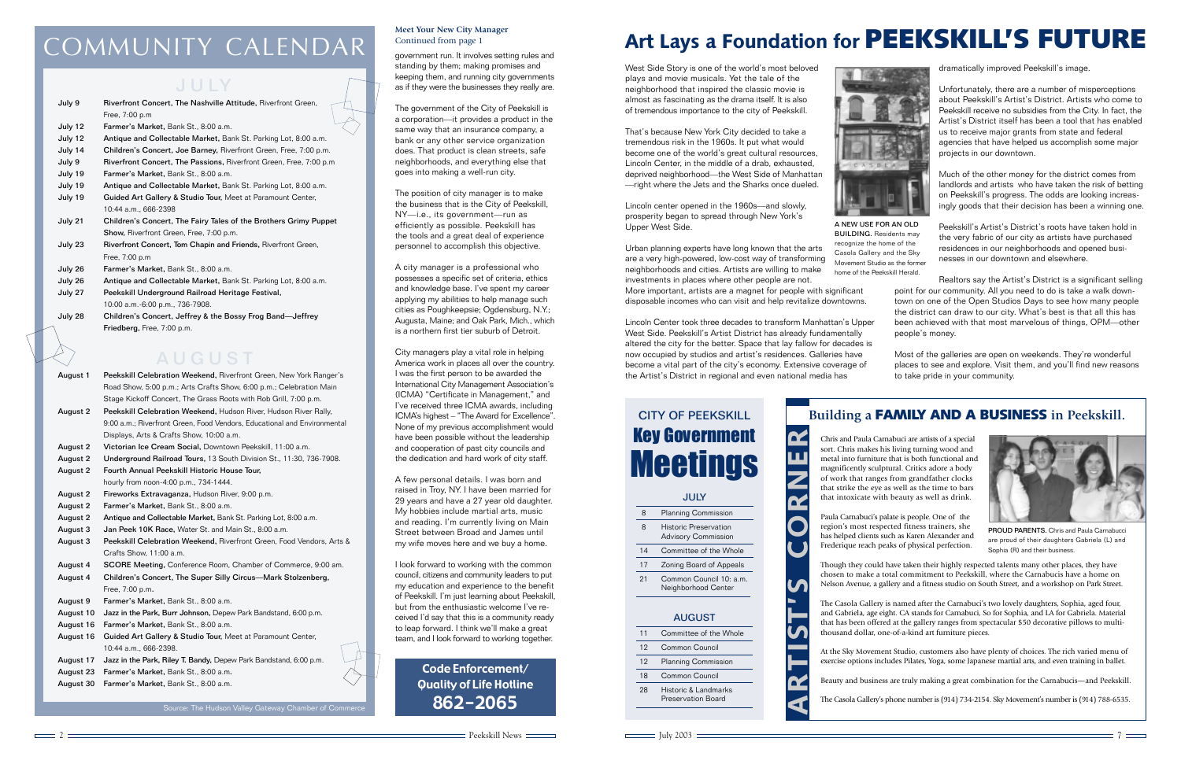# COMMUNITY CALENDAR

## JULY

| | |
|---|---|
| July 9 | **Riverfront Concert, The Nashville Attitude,** Riverfront Green, Free, 7:00 p.m |
| July 12 | **Farmer's Market,** Bank St., 8:00 a.m. |
| July 12 | **Antique and Collectable Market,** Bank St. Parking Lot, 8:00 a.m. |
| July 14 | **Children's Concert, Joe Barney,** Riverfront Green, Free, 7:00 p.m. |
| July 9 | **Riverfront Concert, The Passions,** Riverfront Green, Free, 7:00 p.m |
| July 19 | **Farmer's Market,** Bank St., 8:00 a.m. |
| July 19 | **Antique and Collectable Market,** Bank St. Parking Lot, 8:00 a.m. |
| July 19 | **Guided Art Gallery & Studio Tour,** Meet at Paramount Center, 10:44 a.m., 666-2398 |
| July 21 | **Children's Concert, The Fairy Tales of the Brothers Grimy Puppet Show,** Riverfront Green, Free, 7:00 p.m. |
| July 23 | **Riverfront Concert, Tom Chapin and Friends,** Riverfront Green, Free, 7:00 p.m |
| July 26 | **Farmer's Market,** Bank St., 8:00 a.m. |
| July 26 | **Antique and Collectable Market,** Bank St. Parking Lot, 8:00 a.m. |
| July 27 | **Peekskill Underground Railroad Heritage Festival,** 10:00 a.m.-6:00 p.m., 736-7908. |
| July 28 | **Children's Concert, Jeffrey & the Bossy Frog Band—Jeffrey Friedberg,** Free, 7:00 p.m. |

## AUGUST

| | |
|---|---|
| August 1 | **Peekskill Celebration Weekend,** Riverfront Green, New York Ranger's Road Show, 5:00 p.m.; Arts Crafts Show, 6:00 p.m.; Celebration Main Stage Kickoff Concert, The Grass Roots with Rob Grill, 7:00 p.m. |
| August 2 | **Peekskill Celebration Weekend,** Hudson River, Hudson River Rally, 9:00 a.m.; Riverfront Green, Food Vendors, Educational and Environmental Displays, Arts & Crafts Show, 10:00 a.m. |
| August 2 | **Victorian Ice Cream Social,** Downtown Peekskill, 11:00 a.m. |
| August 2 | **Underground Railroad Tours,** 13 South Division St., 11:30, 736-7908. |
| August 2 | **Fourth Annual Peekskill Historic House Tour,** hourly from noon-4:00 p.m., 734-1444. |
| August 2 | **Fireworks Extravaganza,** Hudson River, 9:00 p.m. |
| August 2 | **Farmer's Market,** Bank St., 8:00 a.m. |
| August 2 | **Antique and Collectable Market,** Bank St. Parking Lot, 8:00 a.m. |
| August 3 | **Jan Peek 10K Race,** Water St. and Main St., 8:00 a.m. |
| August 3 | **Peekskill Celebration Weekend,** Riverfront Green, Food Vendors, Arts & Crafts Show, 11:00 a.m. |
| August 4 | **SCORE Meeting,** Conference Room, Chamber of Commerce, 9:00 am. |
| August 4 | **Children's Concert, The Super Silly Circus—Mark Stolzenberg,** Free, 7:00 p.m. |
| August 9 | **Farmer's Market,** Bank St., 8:00 a.m. |
| August 10 | **Jazz in the Park, Burr Johnson,** Depew Park Bandstand, 6:00 p.m. |
| August 16 | **Farmer's Market,** Bank St., 8:00 a.m. |
| August 16 | **Guided Art Gallery & Studio Tour,** Meet at Paramount Center, 10:44 a.m., 666-2398. |
| August 17 | **Jazz in the Park, Riley T. Bandy,** Depew Park Bandstand, 6:00 p.m. |
| August 23 | **Farmer's Market,** Bank St., 8:00 a.m. |
| August 30 | **Farmer's Market,** Bank St., 8:00 a.m. |

Source: The Hudson Valley Gateway Chamber of Commerce

**Meet Your New City Manager**
Continued from page 1

government run. It involves setting rules and standing by them; making promises and keeping them, and running city governments as if they were the businesses they really are.

The government of the City of Peekskill is a corporation—it provides a product in the same way that an insurance company, a bank or any other service organization does. That product is clean streets, safe neighborhoods, and everything else that goes into making a well-run city.

The position of city manager is to make the business that is the City of Peekskill, NY—i.e., its government—run as efficiently as possible. Peekskill has the tools and a great deal of experience personnel to accomplish this objective.

A city manager is a professional who possesses a specific set of criteria, ethics and knowledge base. I've spent my career applying my abilities to help manage such cities as Poughkeepsie; Ogdensburg, N.Y.; Augusta, Maine; and Oak Park, Mich., which is a northern first tier suburb of Detroit.

City managers play a vital role in helping America work in places all over the country. I was the first person to be awarded the International City Management Association's (ICMA) "Certificate in Management," and I've received three ICMA awards, including ICMA's highest – "The Award for Excellence". None of my previous accomplishment would have been possible without the leadership and cooperation of past city councils and the dedication and hard work of city staff.

A few personal details. I was born and raised in Troy, NY. I have been married for 29 years and have a 27 year old daughter. My hobbies include martial arts, music and reading. I'm currently living on Main Street between Broad and James until my wife moves here and we buy a home.

I look forward to working with the common council, citizens and community leaders to put my education and experience to the benefit of Peekskill. I'm just learning about Peekskill, but from the enthusiastic welcome I've received I'd say that this is a community ready to leap forward. I think we'll make a great team, and I look forward to working together.

**Code Enforcement/ Quality of Life Hotline**
**862-2065**

# Art Lays a Foundation for PEEKSKILL'S FUTURE

West Side Story is one of the world's most beloved plays and movie musicals. Yet the tale of the neighborhood that inspired the classic movie is almost as fascinating as the drama itself. It is also of tremendous importance to the city of Peekskill.

That's because New York City decided to take a tremendous risk in the 1960s. It put what would become one of the world's great cultural resources, Lincoln Center, in the middle of a drab, exhausted, deprived neighborhood—the West Side of Manhattan—right where the Jets and the Sharks once dueled.

Lincoln center opened in the 1960s—and slowly, prosperity began to spread through New York's Upper West Side.

**A NEW USE FOR AN OLD BUILDING.** Residents may recognize the home of the Casola Gallery and the Sky Movement Studio as the former home of the Peekskill Herald.

Urban planning experts have long known that the arts are a very high-powered, low-cost way of transforming neighborhoods and cities. Artists are willing to make investments in places where other people are not. More important, artists are a magnet for people with significant disposable incomes who can visit and help revitalize downtowns.

Lincoln Center took three decades to transform Manhattan's Upper West Side. Peekskill's Artist District has already fundamentally altered the city for the better. Space that lay fallow for decades is now occupied by studios and artist's residences. Galleries have become a vital part of the city's economy. Extensive coverage of the Artist's District in regional and even national media has dramatically improved Peekskill's image.

Unfortunately, there are a number of misperceptions about Peekskill's Artist's District. Artists who come to Peekskill receive no subsidies from the City. In fact, the Artist's District itself has been a tool that has enabled us to receive major grants from state and federal agencies that have helped us accomplish some major projects in our downtown.

Much of the other money for the district comes from landlords and artists who have taken the risk of betting on Peekskill's progress. The odds are looking increasingly goods that their decision has been a winning one.

Peekskill's Artist's District's roots have taken hold in the very fabric of our city as artists have purchased residences in our neighborhoods and opened businesses in our downtown and elsewhere.

Realtors say the Artist's District is a significant selling point for our community. All you need to do is take a walk downtown on one of the Open Studios Days to see how many people the district can draw to our city. What's best is that all this has been achieved with that most marvelous of things, OPM—other people's money.

Most of the galleries are open on weekends. They're wonderful places to see and explore. Visit them, and you'll find new reasons to take pride in your community.

## CITY OF PEEKSKILL Key Government Meetings

**JULY**

| | |
|---|---|
| 8 | Planning Commission |
| 8 | Historic Preservation Advisory Commission |
| 14 | Committee of the Whole |
| 17 | Zoning Board of Appeals |
| 21 | Common Council 10: a.m. Neighborhood Center |

**AUGUST**

| | |
|---|---|
| 11 | Committee of the Whole |
| 12 | Common Council |
| 12 | Planning Commission |
| 18 | Common Council |
| 28 | Historic & Landmarks Preservation Board |

## ARTIST'S CORNER

### Building a FAMILY AND A BUSINESS in Peekskill.

Chris and Paula Carnabuci are artists of a special sort. Chris makes his living turning wood and metal into furniture that is both functional and magnificently sculptural. Critics adore a body of work that ranges from grandfather clocks that strike the eye as well as the time to bars that intoxicate with beauty as well as drink.

Paula Carnabuci's palate is people. One of the region's most respected fitness trainers, she has helped clients such as Karen Alexander and Frederique reach peaks of physical perfection.

**PROUD PARENTS.** Chris and Paula Carnabucci are proud of their daughters Gabriela (L) and Sophia (R) and their business.

Though they could have taken their highly respected talents many other places, they have chosen to make a total commitment to Peekskill, where the Carnabucis have a home on Nelson Avenue, a gallery and a fitness studio on South Street, and a workshop on Park Street.

The Casola Gallery is named after the Carnabuci's two lovely daughters, Sophia, aged four, and Gabriela, age eight. CA stands for Carnabuci, So for Sophia, and LA for Gabriela. Material that has been offered at the gallery ranges from spectacular $50 decorative pillows to multi-thousand dollar, one-of-a-kind art furniture pieces.

At the Sky Movement Studio, customers also have plenty of choices. The rich varied menu of exercise options includes Pilates, Yoga, some Japanese martial arts, and even training in ballet.

Beauty and business are truly making a great combination for the Carnabucis—and Peekskill.

The Casola Gallery's phone number is (914) 734-2154. Sky Movement's number is (914) 788-6535.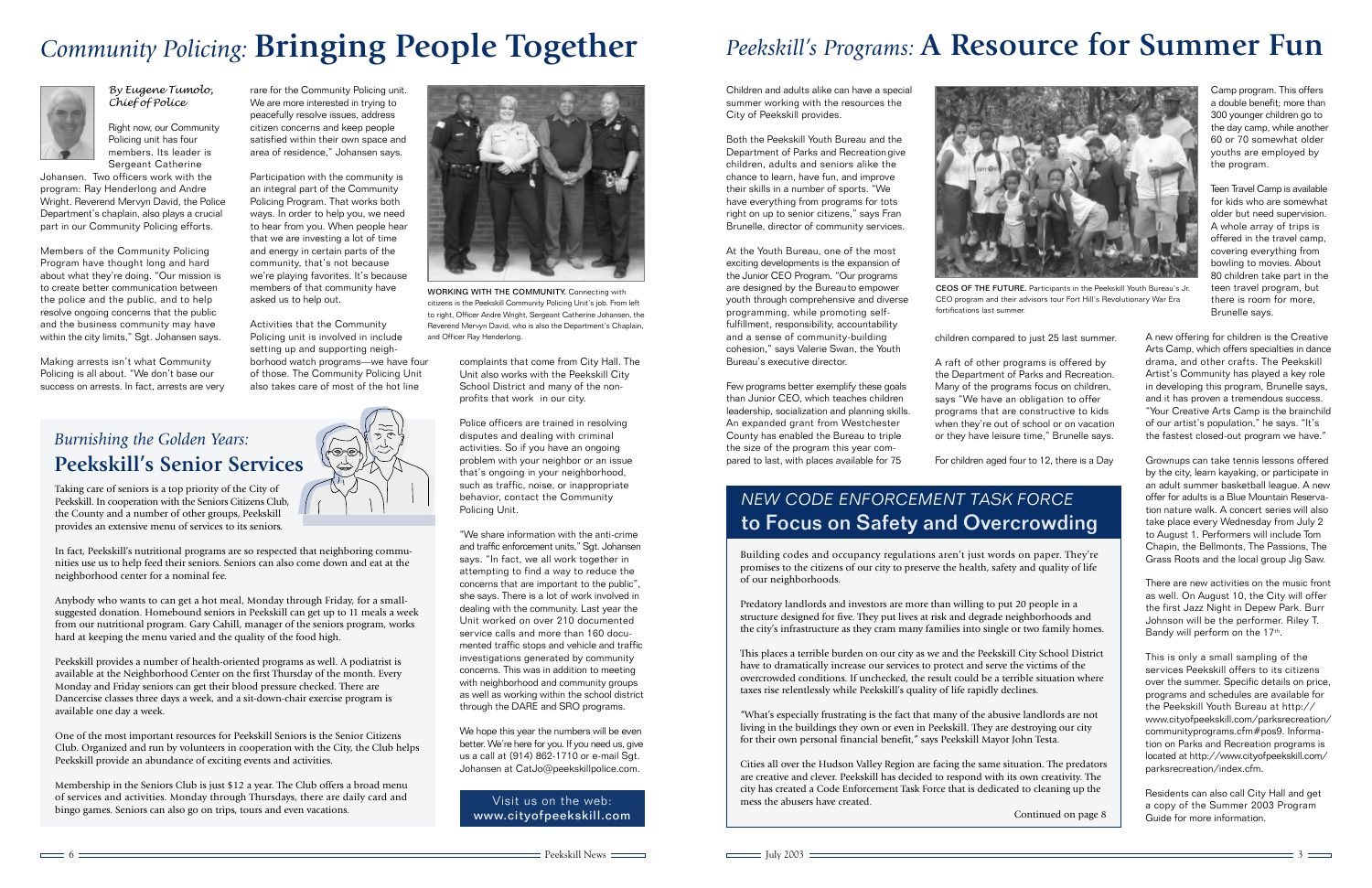# *Community Policing:* Bringing People Together

*By Eugene Tumolo, Chief of Police*

Right now, our Community Policing unit has four members. Its leader is Sergeant Catherine Johansen. Two officers work with the program: Ray Henderlong and Andre Wright. Reverend Mervyn David, the Police Department's chaplain, also plays a crucial part in our Community Policing efforts.

Members of the Community Policing Program have thought long and hard about what they're doing. "Our mission is to create better communication between the police and the public, and to help resolve ongoing concerns that the public and the business community may have within the city limits," Sgt. Johansen says.

Making arrests isn't what Community Policing is all about. "We don't base our success on arrests. In fact, arrests are very rare for the Community Policing unit. We are more interested in trying to peacefully resolve issues, address citizen concerns and keep people satisfied within their own space and area of residence," Johansen says.

Participation with the community is an integral part of the Community Policing Program. That works both ways. In order to help you, we need to hear from you. When people hear that we are investing a lot of time and energy in certain parts of the community, that's not because we're playing favorites. It's because members of that community have asked us to help out.

Activities that the Community Policing unit is involved in include setting up and supporting neighborhood watch programs—we have four of those. The Community Policing Unit also takes care of most of the hot line complaints that come from City Hall. The Unit also works with the Peekskill City School District and many of the non-profits that work in our city.

WORKING WITH THE COMMUNITY. Connecting with citizens is the Peekskill Community Policing Unit's job. From left to right, Officer Andre Wright, Sergeant Catherine Johansen, the Reverend Mervyn David, who is also the Department's Chaplain, and Officer Ray Henderlong.

Police officers are trained in resolving disputes and dealing with criminal activities. So if you have an ongoing problem with your neighbor or an issue that's ongoing in your neighborhood, such as traffic, noise, or inappropriate behavior, contact the Community Policing Unit.

"We share information with the anti-crime and traffic enforcement units," Sgt. Johansen says. "In fact, we all work together in attempting to find a way to reduce the concerns that are important to the public", she says. There is a lot of work involved in dealing with the community. Last year the Unit worked on over 210 documented service calls and more than 160 documented traffic stops and vehicle and traffic investigations generated by community concerns. This was in addition to dealing with neighborhood and community groups as well as working within the school district through the DARE and SRO programs.

We hope this year the numbers will be even better. We're here for you. If you need us, give us a call at (914) 862-1710 or e-mail Sgt. Johansen at CatJo@peekskillpolice.com.

Visit us on the web:
www.cityofpeekskill.com

## *Burnishing the Golden Years:* Peekskill's Senior Services

Taking care of seniors is a top priority of the City of Peekskill. In cooperation with the Seniors Citizens Club, the County and a number of other groups, Peekskill provides an extensive menu of services to its seniors.

In fact, Peekskill's nutritional programs are so respected that neighboring communities use us to help feed their seniors. Seniors can also come down and eat at the neighborhood center for a nominal fee.

Anybody who wants to can get a hot meal, Monday through Friday, for a small-suggested donation. Homebound seniors in Peekskill can get up to 11 meals a week from our nutritional program. Gary Cahill, manager of the seniors program, works hard at keeping the menu varied and the quality of the food high.

Peekskill provides a number of health-oriented programs as well. A podiatrist is available at the Neighborhood Center on the first Thursday of the month. Every Monday and Friday seniors can get their blood pressure checked. There are Dancercise classes three days a week, and a sit-down-chair exercise program is available one day a week.

One of the most important resources for Peekskill Seniors is the Senior Citizens Club. Organized and run by volunteers in cooperation with the City, the Club helps Peekskill provide an abundance of exciting events and activities.

Membership in the Seniors Club is just $12 a year. The Club offers a broad menu of services and activities. Monday through Thursdays, there are daily card and bingo games. Seniors can also go on trips, tours and even vacations.

# *Peekskill's Programs:* A Resource for Summer Fun

Children and adults alike can have a special summer working with the resources the City of Peekskill provides.

Both the Peekskill Youth Bureau and the Department of Parks and Recreation give children, adults and seniors alike the chance to learn, have fun, and improve their skills in a number of sports. "We have everything from programs for tots right on up to senior citizens," says Fran Brunelle, director of community services.

At the Youth Bureau, one of the most exciting developments is the expansion of the Junior CEO Program. "Our programs are designed by the Bureau to empower youth through comprehensive and diverse programming, while promoting self-fulfillment, responsibility, accountability and a sense of community-building cohesion," says Valerie Swan, the Youth Bureau's executive director.

Few programs better exemplify these goals than Junior CEO, which teaches children leadership, socialization and planning skills. An expanded grant from Westchester County has enabled the Bureau to triple the size of the program this year compared to last, with places available for 75 children compared to just 25 last summer.

CEOS OF THE FUTURE. Participants in the Peekskill Youth Bureau's Jr. CEO program and their advisors tour Fort Hill's Revolutionary War Era fortifications last summer.

A raft of other programs is offered by the Department of Parks and Recreation. Many of the programs focus on children, says "We have an obligation to offer programs that are constructive to kids when they're out of school or on vacation or they have leisure time," Brunelle says.

For children aged four to 12, there is a Day Camp program. This offers a double benefit; more than 300 younger children go to the day camp, while another 60 or 70 somewhat older youths are employed by the program.

Teen Travel Camp is available for kids who are somewhat older but need supervision. A whole array of trips is offered in the travel camp, covering everything from bowling to movies. About 80 children take part in the teen travel program, but there is room for more, Brunelle says.

A new offering for children is the Creative Arts Camp, which offers specialties in dance drama, and other crafts. The Peekskill Artist's Community has played a key role in developing this program, Brunelle says, and it has proven a tremendous success. "Your Creative Arts Camp is the brainchild of our artist's population," he says. "It's the fastest closed-out program we have."

Grownups can take tennis lessons offered by the city, learn kayaking, or participate in an adult summer basketball league. A new offer for adults is a Blue Mountain Reservation nature walk. A concert series will also take place every Wednesday from July 2 to August 1. Performers will include Tom Chapin, the Bellmonts, The Passions, The Grass Roots and the local group Jig Saw.

There are new activities on the music front as well. On August 10, the City will offer the first Jazz Night in Depew Park. Burr Johnson will be the performer. Riley T. Bandy will perform on the 17th.

This is only a small sampling of the services Peekskill offers to its citizens over the summer. Specific details on price, programs and schedules are available for the Peekskill Youth Bureau at http://www.cityofpeekskill.com/parksrecreation/communityprograms.cfm#pos9. Information on Parks and Recreation programs is located at http://www.cityofpeekskill.com/parksrecreation/index.cfm.

Residents can also call City Hall and get a copy of the Summer 2003 Program Guide for more information.

## *NEW CODE ENFORCEMENT TASK FORCE* to Focus on Safety and Overcrowding

Building codes and occupancy regulations aren't just words on paper. They're promises to the citizens of our city to preserve the health, safety and quality of life of our neighborhoods.

Predatory landlords and investors are more than willing to put 20 people in a structure designed for five. They put lives at risk and degrade neighborhoods and the city's infrastructure as they cram many families into single or two family homes.

This places a terrible burden on our city as we and the Peekskill City School District have to dramatically increase our services to protect and serve the victims of the overcrowded conditions. If unchecked, the result could be a terrible situation where taxes rise relentlessly while Peekskill's quality of life rapidly declines.

"What's especially frustrating is the fact that many of the abusive landlords are not living in the buildings they own or even in Peekskill. They are destroying our city for their own personal financial benefit," says Peekskill Mayor John Testa.

Cities all over the Hudson Valley Region are facing the same situation. The predators are creative and clever. Peekskill has decided to respond with its own creativity. The city has created a Code Enforcement Task Force that is dedicated to cleaning up the mess the abusers have created.

Continued on page 8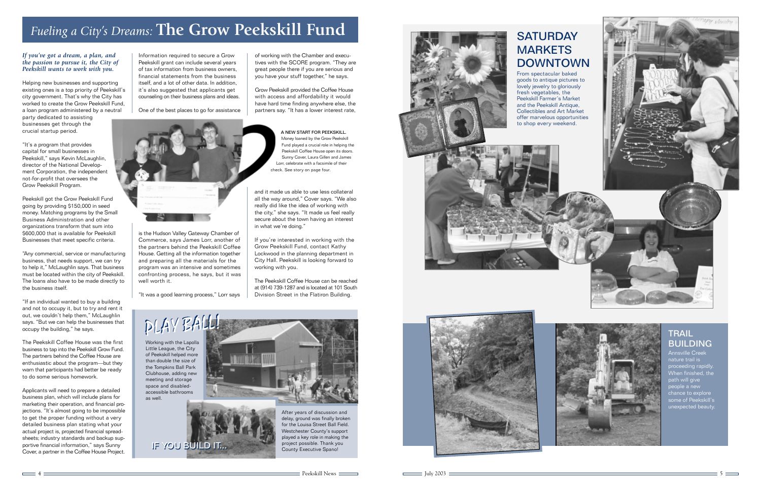# *Fueling a City's Dreams:* The Grow Peekskill Fund

***If you've got a dream, a plan, and the passion to pursue it, the City of Peekskill wants to work with you.***

Helping new businesses and supporting existing ones is a top priority of Peekskill's city government. That's why the City has worked to create the Grow Peekskill Fund, a loan program administered by a neutral party dedicated to assisting businesses get through the crucial startup period.

"It's a program that provides capital for small businesses in Peekskill," says Kevin McLaughlin, director of the National Development Corporation, the independent not-for-profit that oversees the Grow Peekskill Program.

Peekskill got the Grow Peekskill Fund going by providing $150,000 in seed money. Matching programs by the Small Business Administration and other organizations transform that sum into $600,000 that is available for Peekskill Businesses that meet specific criteria.

"Any commercial, service or manufacturing business, that needs support, we can try to help it," McLaughlin says. That business must be located within the city of Peekskill. The loans also have to be made directly to the business itself.

"If an individual wanted to buy a building and not to occupy it, but to try and rent it out, we couldn't help them," McLaughlin says. "But we can help the businesses that occupy the building," he says.

The Peekskill Coffee House was the first business to tap into the Peekskill Grow Fund. The partners behind the Coffee House are enthusiastic about the program—but they warn that participants had better be ready to do some serious homework.

Applicants will need to prepare a detailed business plan, which will include plans for marketing their operation, and financial projections. "It's almost going to be impossible to get the proper funding without a very detailed business plan stating what your actual project is, projected financial spreadsheets; industry standards and backup supportive financial information," says Sunny Cover, a partner in the Coffee House Project.

Information required to secure a Grow Peekskill grant can include several years of tax information from business owners, financial statements from the business itself, and a lot of other data. In addition, it's also suggested that applicants get counseling on their business plans and ideas.

One of the best places to go for assistance is the Hudson Valley Gateway Chamber of Commerce, says James Lorr, another of the partners behind the Peekskill Coffee House. Getting all the information together and preparing all the materials for the program was an intensive and sometimes confronting process, he says, but it was well worth it.

"It was a good learning process," Lorr says of working with the Chamber and executives with the SCORE program. "They are great people there if you are serious and you have your stuff together," he says.

Grow Peekskill provided the Coffee House with access and affordability it would have hard time finding anywhere else, the partners say. "It has a lower interest rate, and it made us able to use less collateral all the way around," Cover says. "We also really did like the idea of working with the city," she says. "It made us feel really secure about the town having an interest in what we're doing."

If you're interested in working with the Grow Peekskill Fund, contact Kathy Lockwood in the planning department in City Hall. Peekskill is looking forward to working with you.

The Peekskill Coffee House can be reached at (914) 739-1287 and is located at 101 South Division Street in the Flatiron Building.

**A NEW START FOR PEEKSKILL.** Money loaned by the Grow Peekskill Fund played a crucial role in helping the Peekskill Coffee House open its doors. Sunny Cover, Laura Gillen and James Lorr, celebrate with a facsimile of their check. See story on page four.

## PLAY BALL!

Working with the Lapolla Little League, the City of Peekskill helped more than double the size of the Tompkins Ball Park Clubhouse, adding new meeting and storage space and disabled-accessible bathrooms as well.

## IF YOU BUILD IT...

After years of discussion and delay, ground was finally broken for the Louisa Street Ball Field. Westchester County's support played a key role in making the project possible. Thank you County Executive Spano!

## SATURDAY MARKETS DOWNTOWN

From spectacular baked goods to antique pictures to lovely jewelry to gloriously fresh vegetables, the Peekskill Farmer's Market and the Peekskill Antique, Collectibles and Art Market offer marvelous opportunities to shop every weekend.

## TRAIL BUILDING

Annsville Creek nature trail is proceeding rapidly. When finished, the path will give people a new chance to explore some of Peekskill's unexpected beauty.